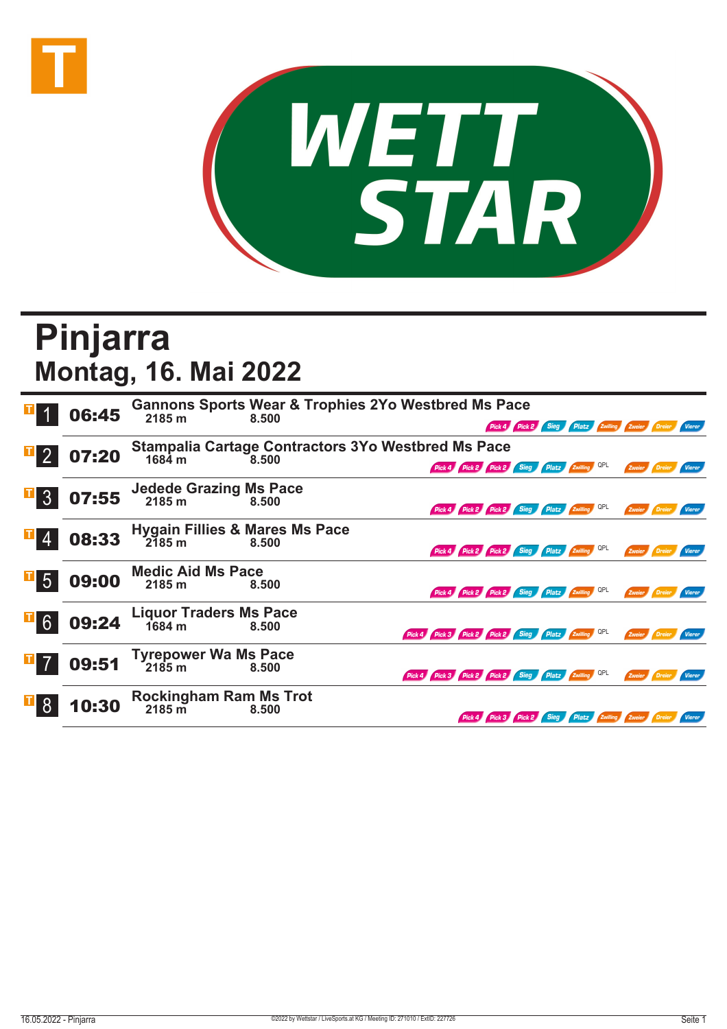# Pinjarra

## Montag, 16. Mai 2022

| Nr. | Zeit | Rennen | Distanz | Preisgeld | Wetten |
|---|---|---|---|---|---|
| 1 | 06:45 | Gannons Sports Wear & Trophies 2Yo Westbred Ms Pace | 2185 m | 8.500 | Pick 4, Pick 2, Sieg, Platz, Zwilling, Zweier, Dreier, Vierer |
| 2 | 07:20 | Stampalia Cartage Contractors 3Yo Westbred Ms Pace | 1684 m | 8.500 | Pick 4, Pick 2, Pick 2, Sieg, Platz, Zwilling, QPL, Zweier, Dreier, Vierer |
| 3 | 07:55 | Jedede Grazing Ms Pace | 2185 m | 8.500 | Pick 4, Pick 2, Pick 2, Sieg, Platz, Zwilling, QPL, Zweier, Dreier, Vierer |
| 4 | 08:33 | Hygain Fillies & Mares Ms Pace | 2185 m | 8.500 | Pick 4, Pick 2, Pick 2, Sieg, Platz, Zwilling, QPL, Zweier, Dreier, Vierer |
| 5 | 09:00 | Medic Aid Ms Pace | 2185 m | 8.500 | Pick 4, Pick 2, Pick 2, Sieg, Platz, Zwilling, QPL, Zweier, Dreier, Vierer |
| 6 | 09:24 | Liquor Traders Ms Pace | 1684 m | 8.500 | Pick 4, Pick 3, Pick 2, Pick 2, Sieg, Platz, Zwilling, QPL, Zweier, Dreier, Vierer |
| 7 | 09:51 | Tyrepower Wa Ms Pace | 2185 m | 8.500 | Pick 4, Pick 3, Pick 2, Pick 2, Sieg, Platz, Zwilling, QPL, Zweier, Dreier, Vierer |
| 8 | 10:30 | Rockingham Ram Ms Trot | 2185 m | 8.500 | Pick 4, Pick 3, Pick 2, Sieg, Platz, Zwilling, Zweier, Dreier, Vierer |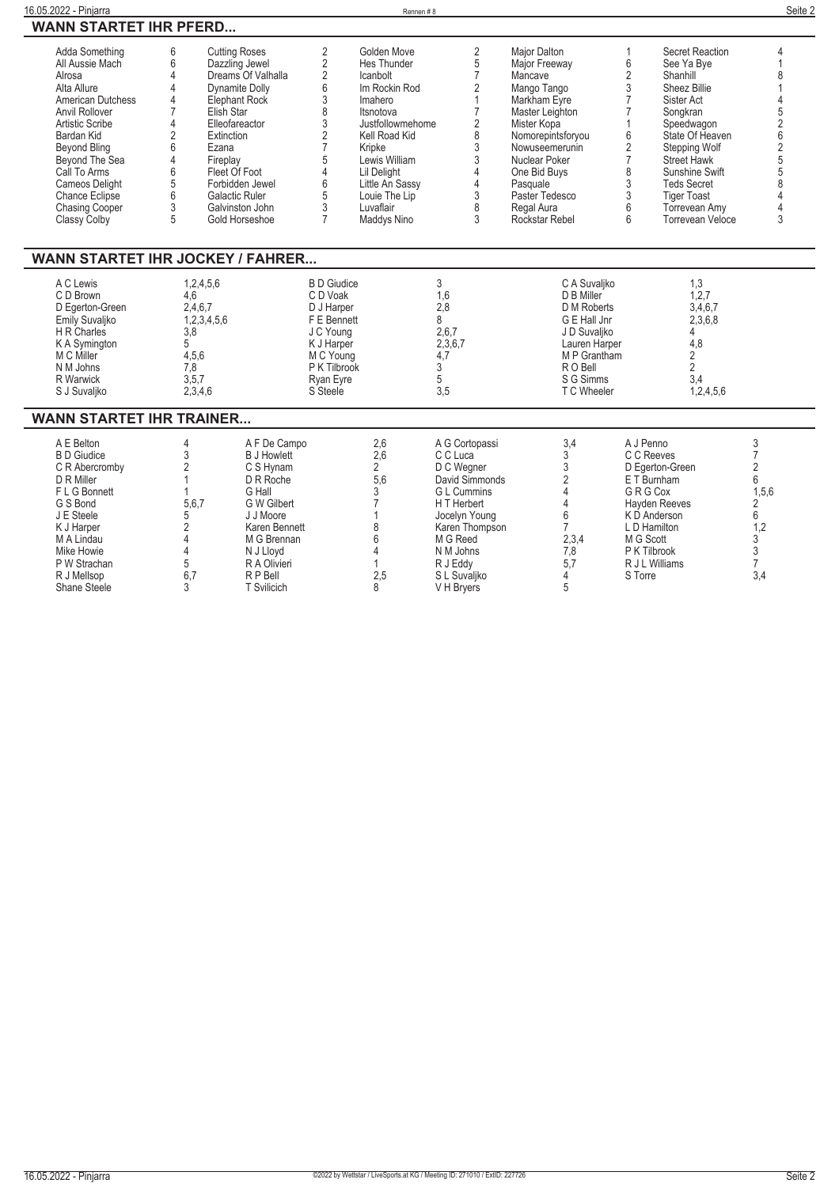## WANN STARTET IHR PFERD...

| | | | | | | | | | |
|---|---|---|---|---|---|---|---|---|---|
| Adda Something | 6 | Cutting Roses | 2 | Golden Move | 2 | Major Dalton | 1 | Secret Reaction | 4 |
| All Aussie Mach | 6 | Dazzling Jewel | 2 | Hes Thunder | 5 | Major Freeway | 6 | See Ya Bye | 1 |
| Alrosa | 4 | Dreams Of Valhalla | 2 | Icanbolt | 7 | Mancave | 2 | Shanhill | 8 |
| Alta Allure | 4 | Dynamite Dolly | 6 | Im Rockin Rod | 2 | Mango Tango | 3 | Sheez Billie | 1 |
| American Dutchess | 4 | Elephant Rock | 3 | Imahero | 1 | Markham Eyre | 7 | Sister Act | 4 |
| Anvil Rollover | 7 | Elish Star | 8 | Itsnotova | 7 | Master Leighton | 7 | Songkran | 5 |
| Artistic Scribe | 4 | Elleofareactor | 3 | Justfollowmehome | 2 | Mister Kopa | 1 | Speedwagon | 2 |
| Bardan Kid | 2 | Extinction | 2 | Kell Road Kid | 8 | Nomorepintsforyou | 6 | State Of Heaven | 6 |
| Beyond Bling | 6 | Ezana | 7 | Kripke | 3 | Nowuseemerunin | 2 | Stepping Wolf | 2 |
| Beyond The Sea | 4 | Fireplay | 5 | Lewis William | 3 | Nuclear Poker | 7 | Street Hawk | 5 |
| Call To Arms | 6 | Fleet Of Foot | 4 | Lil Delight | 4 | One Bid Buys | 8 | Sunshine Swift | 5 |
| Cameos Delight | 5 | Forbidden Jewel | 6 | Little An Sassy | 4 | Pasquale | 3 | Teds Secret | 8 |
| Chance Eclipse | 6 | Galactic Ruler | 5 | Louie The Lip | 3 | Paster Tedesco | 3 | Tiger Toast | 4 |
| Chasing Cooper | 3 | Galvinston John | 3 | Luvaflair | 8 | Regal Aura | 6 | Torrevean Amy | 4 |
| Classy Colby | 5 | Gold Horseshoe | 7 | Maddys Nino | 3 | Rockstar Rebel | 6 | Torrevean Veloce | 3 |

## WANN STARTET IHR JOCKEY / FAHRER...

| | | | | | |
|---|---|---|---|---|---|
| A C Lewis | 1,2,4,5,6 | B D Giudice | 3 | C A Suvaljko | 1,3 |
| C D Brown | 4,6 | C D Voak | 1,6 | D B Miller | 1,2,7 |
| D Egerton-Green | 2,4,6,7 | D J Harper | 2,8 | D M Roberts | 3,4,6,7 |
| Emily Suvaljko | 1,2,3,4,5,6 | F E Bennett | 8 | G E Hall Jnr | 2,3,6,8 |
| H R Charles | 3,8 | J C Young | 2,6,7 | J D Suvaljko | 4 |
| K A Symington | 5 | K J Harper | 2,3,6,7 | Lauren Harper | 4,8 |
| M C Miller | 4,5,6 | M C Young | 4,7 | M P Grantham | 2 |
| N M Johns | 7,8 | P K Tilbrook | 3 | R O Bell | 2 |
| R Warwick | 3,5,7 | Ryan Eyre | 5 | S G Simms | 3,4 |
| S J Suvaljko | 2,3,4,6 | S Steele | 3,5 | T C Wheeler | 1,2,4,5,6 |

## WANN STARTET IHR TRAINER...

| | | | | | | | | | |
|---|---|---|---|---|---|---|---|---|---|
| A E Belton | 4 | A F De Campo | 2,6 | A G Cortopassi | 3,4 | A J Penno | 3 | | |
| B D Giudice | 3 | B J Howlett | 2,6 | C C Luca | 3 | C C Reeves | 7 | | |
| C R Abercromby | 2 | C S Hynam | 2 | D C Wegner | 3 | D Egerton-Green | 2 | | |
| D R Miller | 1 | D R Roche | 5,6 | David Simmonds | 2 | E T Burnham | 6 | | |
| F L G Bonnett | 1 | G Hall | 3 | G L Cummins | 4 | G R G Cox | 1,5,6 | | |
| G S Bond | 5,6,7 | G W Gilbert | 7 | H T Herbert | 4 | Hayden Reeves | 2 | | |
| J E Steele | 5 | J J Moore | 1 | Jocelyn Young | 6 | K D Anderson | 6 | | |
| K J Harper | 2 | Karen Bennett | 8 | Karen Thompson | 7 | L D Hamilton | 1,2 | | |
| M A Lindau | 4 | M G Brennan | 6 | M G Reed | 2,3,4 | M G Scott | 3 | | |
| Mike Howie | 4 | N J Lloyd | 4 | N M Johns | 7,8 | P K Tilbrook | 3 | | |
| P W Strachan | 5 | R A Olivieri | 1 | R J Eddy | 5,7 | R J L Williams | 7 | | |
| R J Mellsop | 6,7 | R P Bell | 2,5 | S L Suvaljko | 4 | S Torre | 3,4 | | |
| Shane Steele | 3 | T Svilicich | 8 | V H Bryers | 5 | | | | |

©2022 by Wettstar / LiveSports.at KG / Meeting ID: 271010 / ExtID: 227726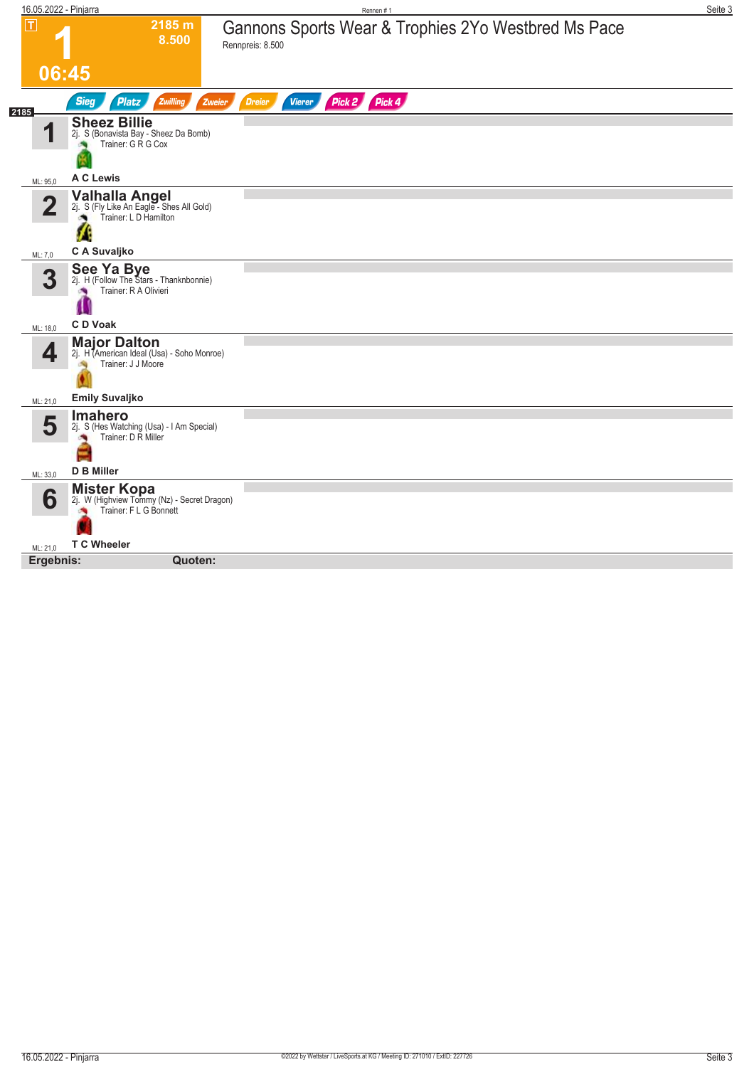# 1 — 06:45

**2185 m**
**8.500**

## Gannons Sports Wear & Trophies 2Yo Westbred Ms Pace

Rennpreis: 8.500

Sieg | Platz | Zwilling | Zweier | Dreier | Vierer | Pick 2 | Pick 4

**2185**

| Nr. | Pferd | ML |
|---|---|---|
| 1 | **Sheez Billie**<br>2j. S (Bonavista Bay - Sheez Da Bomb)<br>Trainer: G R G Cox<br>**A C Lewis** | ML: 95,0 |
| 2 | **Valhalla Angel**<br>2j. S (Fly Like An Eagle - Shes All Gold)<br>Trainer: L D Hamilton<br>**C A Suvaljko** | ML: 7,0 |
| 3 | **See Ya Bye**<br>2j. H (Follow The Stars - Thanknbonnie)<br>Trainer: R A Olivieri<br>**C D Voak** | ML: 18,0 |
| 4 | **Major Dalton**<br>2j. H (American Ideal (Usa) - Soho Monroe)<br>Trainer: J J Moore<br>**Emily Suvaljko** | ML: 21,0 |
| 5 | **Imahero**<br>2j. S (Hes Watching (Usa) - I Am Special)<br>Trainer: D R Miller<br>**D B Miller** | ML: 33,0 |
| 6 | **Mister Kopa**<br>2j. W (Highview Tommy (Nz) - Secret Dragon)<br>Trainer: F L G Bonnett<br>**T C Wheeler** | ML: 21,0 |

**Ergebnis:** **Quoten:**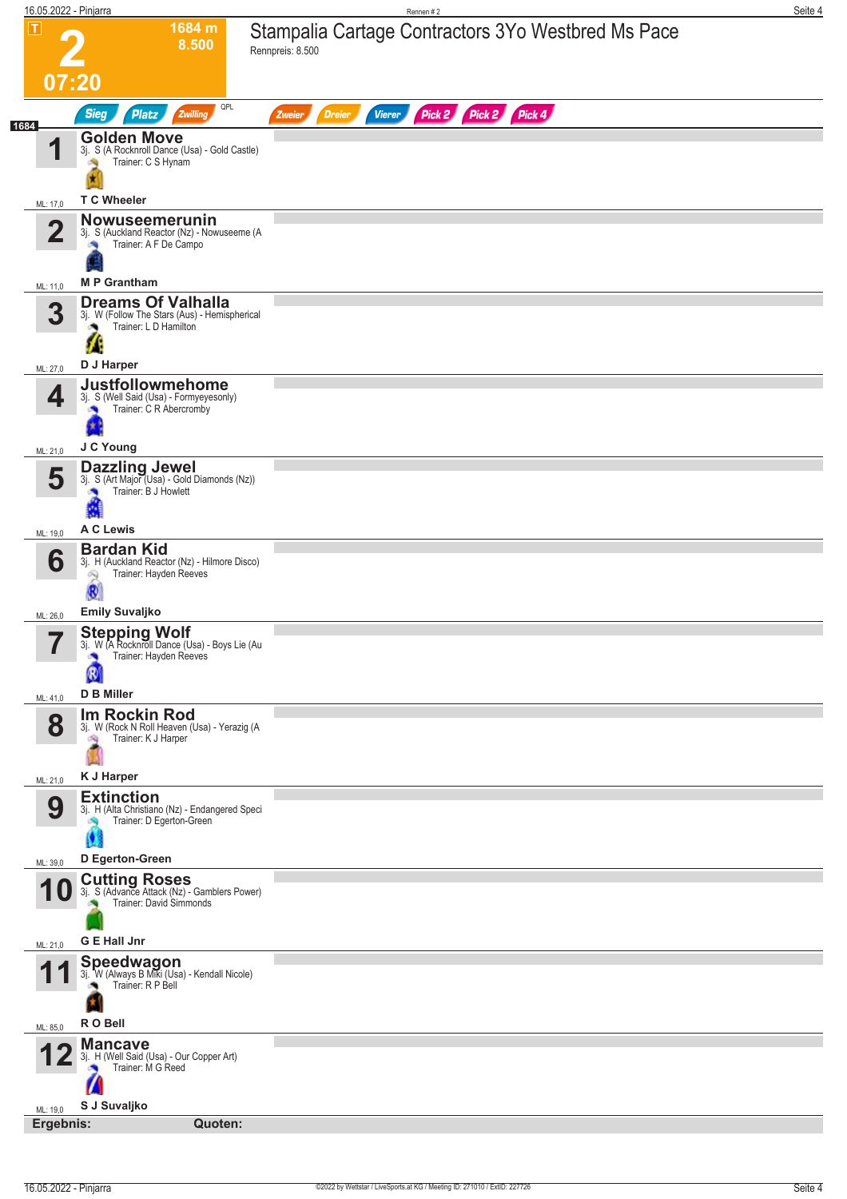# 2

**1684 m**
**8.500**

**07:20**

## Stampalia Cartage Contractors 3Yo Westbred Ms Pace

Rennpreis: 8.500

Sieg | Platz | Zwilling | QPL | Zweier | Dreier | Vierer | Pick 2 | Pick 2 | Pick 4

1684

| Nr. | Pferd | Abstammung | Trainer | Fahrer | ML |
|---|---|---|---|---|---|
| 1 | **Golden Move** | 3j. S (A Rocknroll Dance (Usa) - Gold Castle) | C S Hynam | T C Wheeler | 17,0 |
| 2 | **Nowuseemerunin** | 3j. S (Auckland Reactor (Nz) - Nowuseeme (A | A F De Campo | M P Grantham | 11,0 |
| 3 | **Dreams Of Valhalla** | 3j. W (Follow The Stars (Aus) - Hemispherical | L D Hamilton | D J Harper | 27,0 |
| 4 | **Justfollowmehome** | 3j. S (Well Said (Usa) - Formyeyesonly) | C R Abercromby | J C Young | 21,0 |
| 5 | **Dazzling Jewel** | 3j. S (Art Major (Usa) - Gold Diamonds (Nz)) | B J Howlett | A C Lewis | 19,0 |
| 6 | **Bardan Kid** | 3j. H (Auckland Reactor (Nz) - Hilmore Disco) | Hayden Reeves | Emily Suvaljko | 26,0 |
| 7 | **Stepping Wolf** | 3j. W (A Rocknroll Dance (Usa) - Boys Lie (Au | Hayden Reeves | D B Miller | 41,0 |
| 8 | **Im Rockin Rod** | 3j. W (Rock N Roll Heaven (Usa) - Yerazig (A | K J Harper | K J Harper | 21,0 |
| 9 | **Extinction** | 3j. H (Alta Christiano (Nz) - Endangered Speci | D Egerton-Green | D Egerton-Green | 39,0 |
| 10 | **Cutting Roses** | 3j. S (Advance Attack (Nz) - Gamblers Power) | David Simmonds | G E Hall Jnr | 21,0 |
| 11 | **Speedwagon** | 3j. W (Always B Miki (Usa) - Kendall Nicole) | R P Bell | R O Bell | 85,0 |
| 12 | **Mancave** | 3j. H (Well Said (Usa) - Our Copper Art) | M G Reed | S J Suvaljko | 19,0 |

**Ergebnis:** **Quoten:**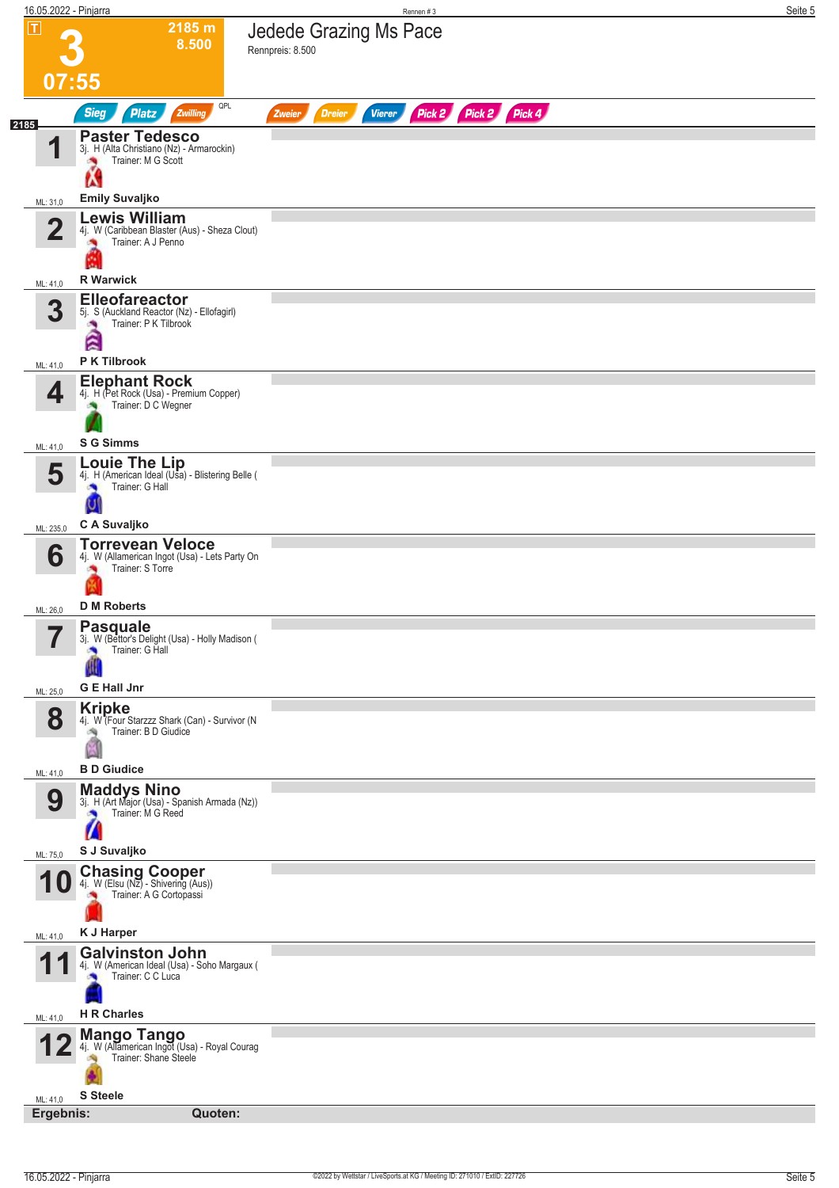# 3 — 2185 m — 8.500 — 07:55

## Jedede Grazing Ms Pace

Rennpreis: 8.500

Sieg | Platz | Zwilling | QPL | Zweier | Dreier | Vierer | Pick 2 | Pick 2 | Pick 4

2185

**1 Paster Tedesco**
3j. H (Alta Christiano (Nz) - Armarockin)
Trainer: M G Scott
**Emily Suvaljko**
ML: 31,0

**2 Lewis William**
4j. W (Caribbean Blaster (Aus) - Sheza Clout)
Trainer: A J Penno
**R Warwick**
ML: 41,0

**3 Elleofareactor**
5j. S (Auckland Reactor (Nz) - Ellofagirl)
Trainer: P K Tilbrook
**P K Tilbrook**
ML: 41,0

**4 Elephant Rock**
4j. H (Pet Rock (Usa) - Premium Copper)
Trainer: D C Wegner
**S G Simms**
ML: 41,0

**5 Louie The Lip**
4j. H (American Ideal (Usa) - Blistering Belle (
Trainer: G Hall
**C A Suvaljko**
ML: 235,0

**6 Torrevean Veloce**
4j. W (Allamerican Ingot (Usa) - Lets Party On
Trainer: S Torre
**D M Roberts**
ML: 26,0

**7 Pasquale**
3j. W (Bettor's Delight (Usa) - Holly Madison (
Trainer: G Hall
**G E Hall Jnr**
ML: 25,0

**8 Kripke**
4j. W (Four Starzzz Shark (Can) - Survivor (N
Trainer: B D Giudice
**B D Giudice**
ML: 41,0

**9 Maddys Nino**
3j. H (Art Major (Usa) - Spanish Armada (Nz))
Trainer: M G Reed
**S J Suvaljko**
ML: 75,0

**10 Chasing Cooper**
4j. W (Elsu (Nz) - Shivering (Aus))
Trainer: A G Cortopassi
**K J Harper**
ML: 41,0

**11 Galvinston John**
4j. W (American Ideal (Usa) - Soho Margaux (
Trainer: C C Luca
**H R Charles**
ML: 41,0

**12 Mango Tango**
4j. W (Allamerican Ingot (Usa) - Royal Courag
Trainer: Shane Steele
**S Steele**
ML: 41,0

**Ergebnis:** **Quoten:**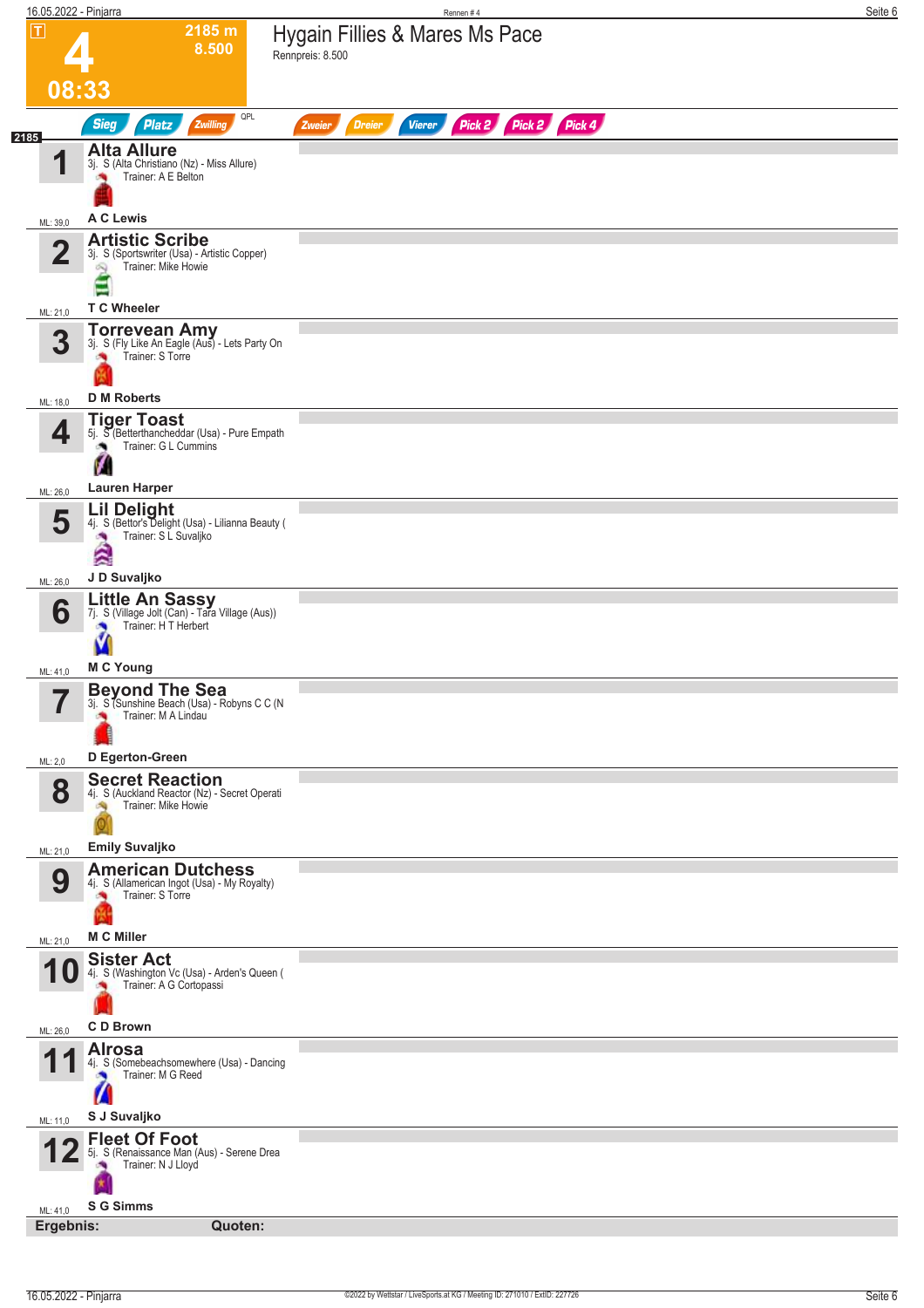# 4 — Hygain Fillies & Mares Ms Pace

T

2185 m
8.500

08:33

Rennpreis: 8.500

Sieg | Platz | Zwilling | QPL | Zweier | Dreier | Vierer | Pick 2 | Pick 2 | Pick 4

2185

**1 Alta Allure**
3j. S (Alta Christiano (Nz) - Miss Allure)
Trainer: A E Belton
ML: 39,0 — **A C Lewis**

**2 Artistic Scribe**
3j. S (Sportswriter (Usa) - Artistic Copper)
Trainer: Mike Howie
ML: 21,0 — **T C Wheeler**

**3 Torrevean Amy**
3j. S (Fly Like An Eagle (Aus) - Lets Party On
Trainer: S Torre
ML: 18,0 — **D M Roberts**

**4 Tiger Toast**
5j. S (Betterthancheddar (Usa) - Pure Empath
Trainer: G L Cummins
ML: 26,0 — **Lauren Harper**

**5 Lil Delight**
4j. S (Bettor's Delight (Usa) - Lilianna Beauty (
Trainer: S L Suvaljko
ML: 26,0 — **J D Suvaljko**

**6 Little An Sassy**
7j. S (Village Jolt (Can) - Tara Village (Aus))
Trainer: H T Herbert
ML: 41,0 — **M C Young**

**7 Beyond The Sea**
3j. S (Sunshine Beach (Usa) - Robyns C C (N
Trainer: M A Lindau
ML: 2,0 — **D Egerton-Green**

**8 Secret Reaction**
4j. S (Auckland Reactor (Nz) - Secret Operati
Trainer: Mike Howie
ML: 21,0 — **Emily Suvaljko**

**9 American Dutchess**
4j. S (Allamerican Ingot (Usa) - My Royalty)
Trainer: S Torre
ML: 21,0 — **M C Miller**

**10 Sister Act**
4j. S (Washington Vc (Usa) - Arden's Queen (
Trainer: A G Cortopassi
ML: 26,0 — **C D Brown**

**11 Alrosa**
4j. S (Somebeachsomewhere (Usa) - Dancing
Trainer: M G Reed
ML: 11,0 — **S J Suvaljko**

**12 Fleet Of Foot**
5j. S (Renaissance Man (Aus) - Serene Drea
Trainer: N J Lloyd
ML: 41,0 — **S G Simms**

**Ergebnis:** **Quoten:**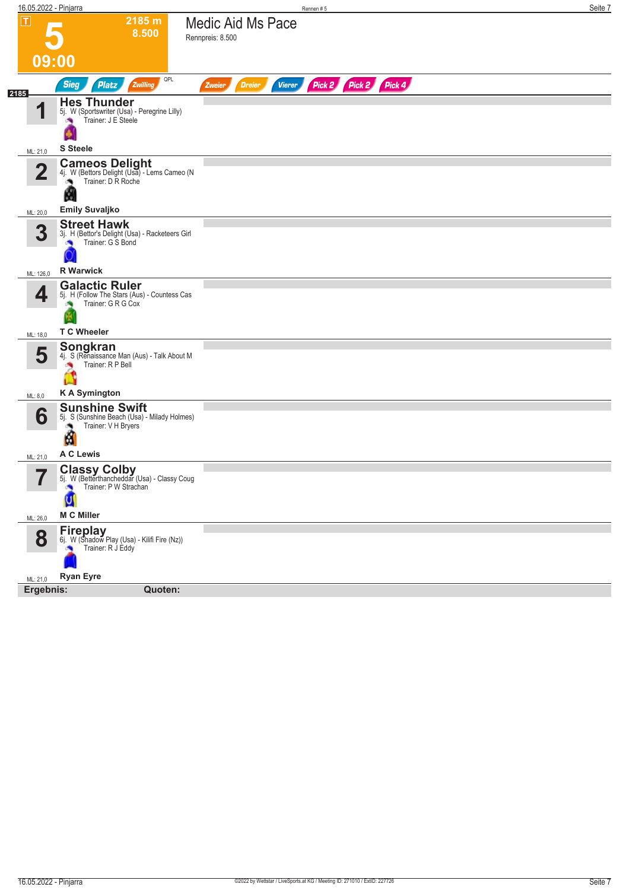# 5

**2185 m**
**8.500**

**09:00**

## Medic Aid Ms Pace

Rennpreis: 8.500

Sieg | Platz | Zwilling | QPL | Zweier | Dreier | Vierer | Pick 2 | Pick 2 | Pick 4

2185

**1** **Hes Thunder**
5j. W (Sportswriter (Usa) - Peregrine Lilly)
Trainer: J E Steele
ML: 21,0
**S Steele**

**2** **Cameos Delight**
4j. W (Bettors Delight (Usa) - Lems Cameo (N
Trainer: D R Roche
ML: 20,0
**Emily Suvaljko**

**3** **Street Hawk**
3j. H (Bettor's Delight (Usa) - Racketeers Girl
Trainer: G S Bond
ML: 126,0
**R Warwick**

**4** **Galactic Ruler**
5j. H (Follow The Stars (Aus) - Countess Cas
Trainer: G R G Cox
ML: 18,0
**T C Wheeler**

**5** **Songkran**
4j. S (Renaissance Man (Aus) - Talk About M
Trainer: R P Bell
ML: 8,0
**K A Symington**

**6** **Sunshine Swift**
5j. S (Sunshine Beach (Usa) - Milady Holmes)
Trainer: V H Bryers
ML: 21,0
**A C Lewis**

**7** **Classy Colby**
5j. W (Betterthancheddar (Usa) - Classy Coug
Trainer: P W Strachan
ML: 26,0
**M C Miller**

**8** **Fireplay**
6j. W (Shadow Play (Usa) - Kilifi Fire (Nz))
Trainer: R J Eddy
ML: 21,0
**Ryan Eyre**

**Ergebnis:** **Quoten:**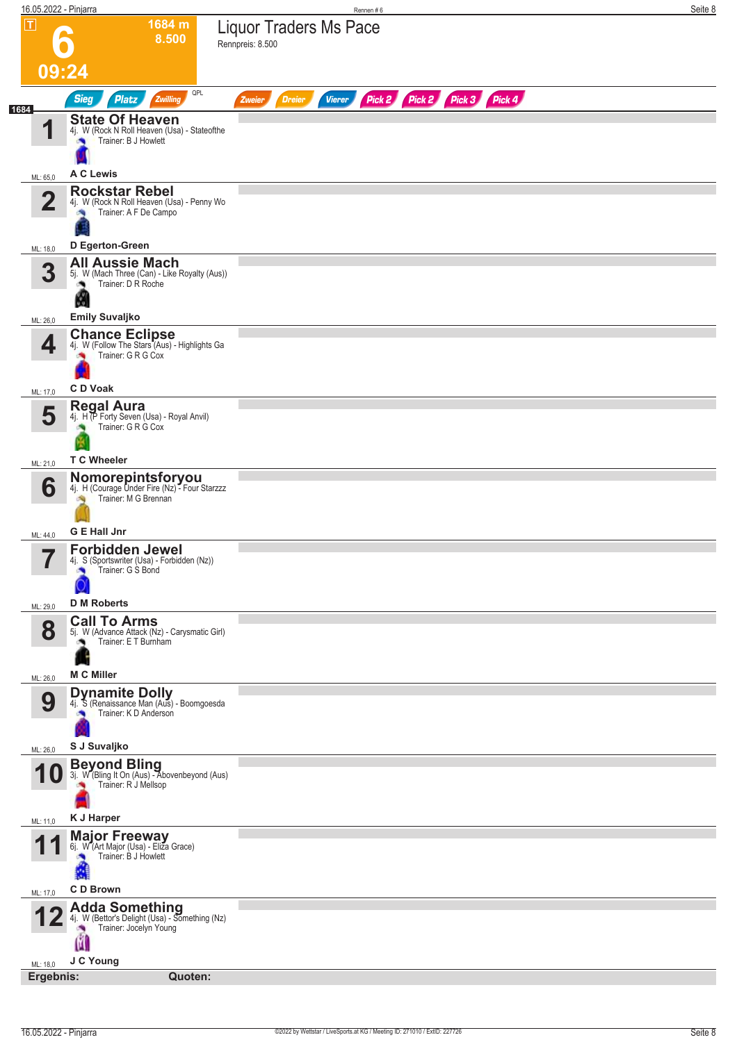# 6 — Liquor Traders Ms Pace

**1684 m** · **8.500** · **09:24**

Rennpreis: 8.500

Sieg · Platz · Zwilling · QPL · Zweier · Dreier · Vierer · Pick 2 · Pick 2 · Pick 3 · Pick 4

1684

| Nr. | Pferd | Abstammung | Trainer | Fahrer | ML |
|---|---|---|---|---|---|
| 1 | **State Of Heaven** | 4j. W (Rock N Roll Heaven (Usa) - Stateofthe | Trainer: B J Howlett | A C Lewis | 65,0 |
| 2 | **Rockstar Rebel** | 4j. W (Rock N Roll Heaven (Usa) - Penny Wo | Trainer: A F De Campo | D Egerton-Green | 18,0 |
| 3 | **All Aussie Mach** | 5j. W (Mach Three (Can) - Like Royalty (Aus)) | Trainer: D R Roche | Emily Suvaljko | 26,0 |
| 4 | **Chance Eclipse** | 4j. W (Follow The Stars (Aus) - Highlights Ga | Trainer: G R G Cox | C D Voak | 17,0 |
| 5 | **Regal Aura** | 4j. H (P Forty Seven (Usa) - Royal Anvil) | Trainer: G R G Cox | T C Wheeler | 21,0 |
| 6 | **Nomorepintsforyou** | 4j. H (Courage Under Fire (Nz) - Four Starzzz | Trainer: M G Brennan | G E Hall Jnr | 44,0 |
| 7 | **Forbidden Jewel** | 4j. S (Sportswriter (Usa) - Forbidden (Nz)) | Trainer: G S Bond | D M Roberts | 29,0 |
| 8 | **Call To Arms** | 5j. W (Advance Attack (Nz) - Carysmatic Girl) | Trainer: E T Burnham | M C Miller | 26,0 |
| 9 | **Dynamite Dolly** | 4j. S (Renaissance Man (Aus) - Boomgoesda | Trainer: K D Anderson | S J Suvaljko | 26,0 |
| 10 | **Beyond Bling** | 3j. W (Bling It On (Aus) - Abovenbeyond (Aus) | Trainer: R J Mellsop | K J Harper | 11,0 |
| 11 | **Major Freeway** | 6j. W (Art Major (Usa) - Eliza Grace) | Trainer: B J Howlett | C D Brown | 17,0 |
| 12 | **Adda Something** | 4j. W (Bettor's Delight (Usa) - Something (Nz) | Trainer: Jocelyn Young | J C Young | 18,0 |

**Ergebnis:** **Quoten:**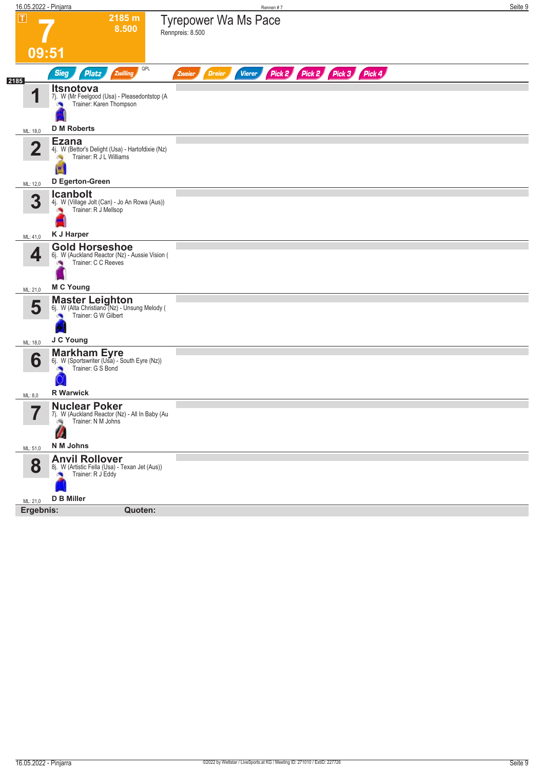T

# 7

2185 m
8.500

09:51

## Tyrepower Wa Ms Pace

Rennpreis: 8.500

Sieg | Platz | Zwilling | QPL | Zweier | Dreier | Vierer | Pick 2 | Pick 2 | Pick 3 | Pick 4

2185

**1** **Itsnotova**
7j. W (Mr Feelgood (Usa) - Pleasedontstop (A
Trainer: Karen Thompson
**D M Roberts**
ML: 18,0

**2** **Ezana**
4j. W (Bettor's Delight (Usa) - Hartofdixie (Nz)
Trainer: R J L Williams
**D Egerton-Green**
ML: 12,0

**3** **Icanbolt**
4j. W (Village Jolt (Can) - Jo An Rowa (Aus))
Trainer: R J Mellsop
**K J Harper**
ML: 41,0

**4** **Gold Horseshoe**
6j. W (Auckland Reactor (Nz) - Aussie Vision (
Trainer: C C Reeves
**M C Young**
ML: 21,0

**5** **Master Leighton**
6j. W (Alta Christiano (Nz) - Unsung Melody (
Trainer: G W Gilbert
**J C Young**
ML: 18,0

**6** **Markham Eyre**
6j. W (Sportswriter (Usa) - South Eyre (Nz))
Trainer: G S Bond
**R Warwick**
ML: 8,0

**7** **Nuclear Poker**
7j. W (Auckland Reactor (Nz) - All In Baby (Au
Trainer: N M Johns
**N M Johns**
ML: 51,0

**8** **Anvil Rollover**
8j. W (Artistic Fella (Usa) - Texan Jet (Aus))
Trainer: R J Eddy
**D B Miller**
ML: 21,0

**Ergebnis:** **Quoten:**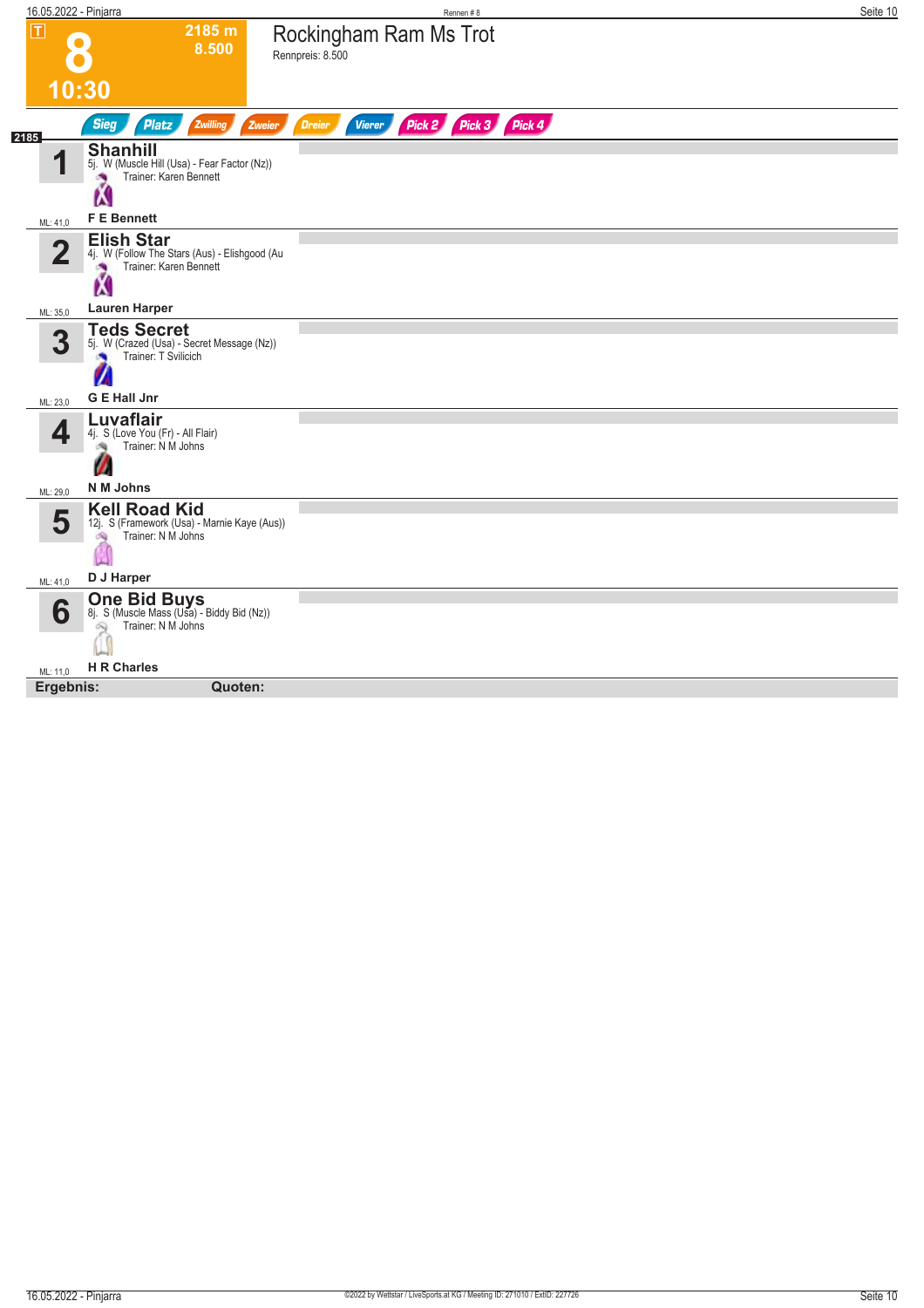# 8 — 10:30

**2185 m** **8.500**

## Rockingham Ram Ms Trot

Rennpreis: 8.500

T

Sieg | Platz | Zwilling | Zweier | Dreier | Vierer | Pick 2 | Pick 3 | Pick 4

2185

**1 Shanhill**
5j. W (Muscle Hill (Usa) - Fear Factor (Nz))
Trainer: Karen Bennett
**F E Bennett**
ML: 41,0

**2 Elish Star**
4j. W (Follow The Stars (Aus) - Elishgood (Au
Trainer: Karen Bennett
**Lauren Harper**
ML: 35,0

**3 Teds Secret**
5j. W (Crazed (Usa) - Secret Message (Nz))
Trainer: T Svilicich
**G E Hall Jnr**
ML: 23,0

**4 Luvaflair**
4j. S (Love You (Fr) - All Flair)
Trainer: N M Johns
**N M Johns**
ML: 29,0

**5 Kell Road Kid**
12j. S (Framework (Usa) - Marnie Kaye (Aus))
Trainer: N M Johns
**D J Harper**
ML: 41,0

**6 One Bid Buys**
8j. S (Muscle Mass (Usa) - Biddy Bid (Nz))
Trainer: N M Johns
**H R Charles**
ML: 11,0

**Ergebnis:** **Quoten:**